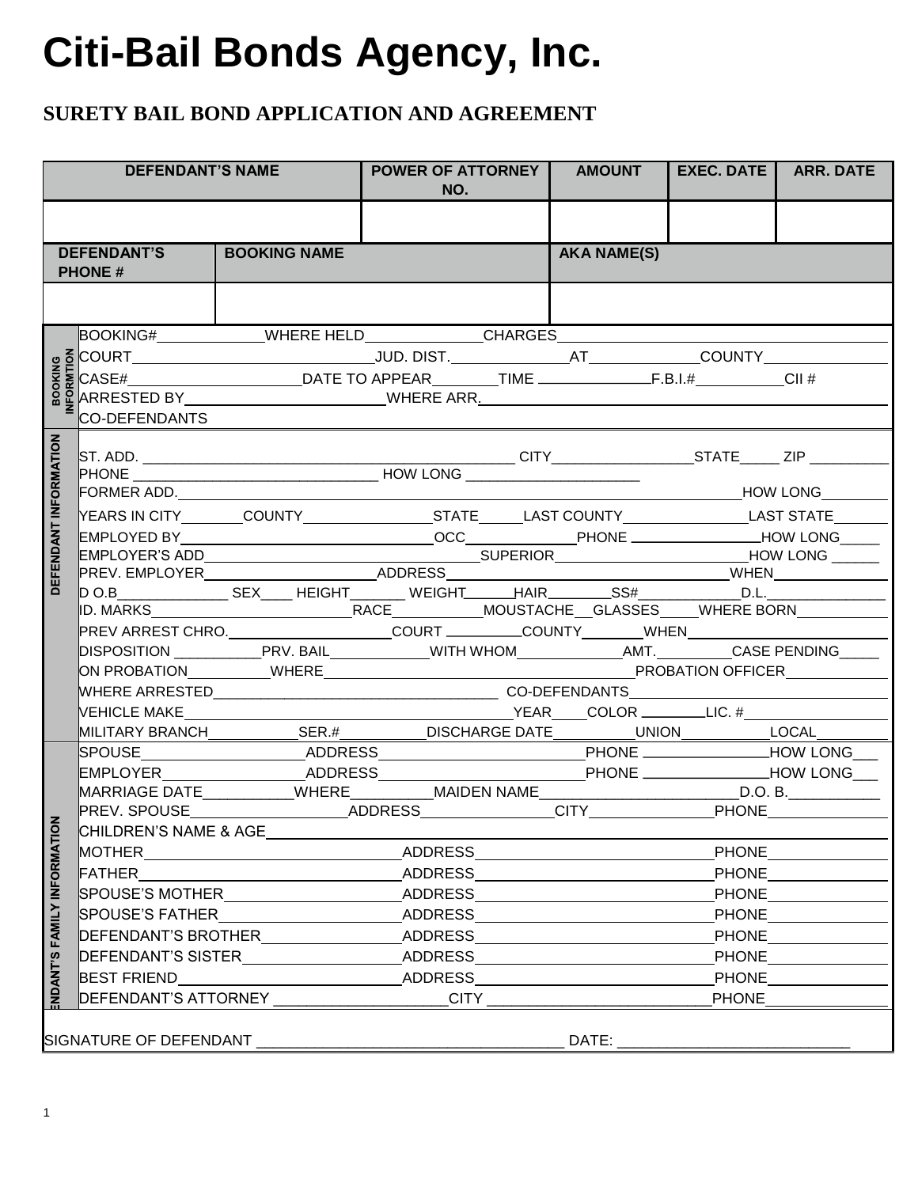# Citi-Bail Bonds Agency, Inc.

## SURETY BAIL BOND APPLICATION AND AGREEMENT

| DEFENDANT'S NAME | POWER OF ATTORNEY NO. | AMOUNT | EXEC. DATE | ARR. DATE |
|---|---|---|---|---|
| | | | | |

| DEFENDANT'S PHONE # | BOOKING NAME | AKA NAME(S) |
|---|---|---|
| | | |

**BOOKING INFORMTION**

BOOKING#\_\_\_\_\_\_\_\_\_\_ WHERE HELD\_\_\_\_\_\_\_\_\_\_ CHARGES\_\_\_\_\_\_\_\_\_\_

COURT\_\_\_\_\_\_\_\_\_\_ JUD. DIST.\_\_\_\_\_\_\_\_\_\_ AT\_\_\_\_\_\_\_\_\_\_ COUNTY\_\_\_\_\_\_\_\_\_\_

CASE#\_\_\_\_\_\_\_\_\_\_ DATE TO APPEAR\_\_\_\_\_\_\_\_\_\_ TIME \_\_\_\_\_\_\_\_\_\_ F.B.I.#\_\_\_\_\_\_\_\_\_\_ CII #

ARRESTED BY\_\_\_\_\_\_\_\_\_\_ WHERE ARR.\_\_\_\_\_\_\_\_\_\_

CO-DEFENDANTS

**DEFENDANT INFORMATION**

ST. ADD. \_\_\_\_\_\_\_\_\_\_ CITY\_\_\_\_\_\_\_\_\_\_ STATE\_\_\_\_\_ ZIP \_\_\_\_\_\_\_\_\_\_

PHONE \_\_\_\_\_\_\_\_\_\_ HOW LONG \_\_\_\_\_\_\_\_\_\_

FORMER ADD.\_\_\_\_\_\_\_\_\_\_ HOW LONG\_\_\_\_\_\_\_\_\_\_

YEARS IN CITY\_\_\_\_\_\_\_\_\_\_ COUNTY\_\_\_\_\_\_\_\_\_\_ STATE\_\_\_\_\_ LAST COUNTY\_\_\_\_\_\_\_\_\_\_ LAST STATE\_\_\_\_\_\_\_\_\_\_

EMPLOYED BY\_\_\_\_\_\_\_\_\_\_ OCC\_\_\_\_\_\_\_\_\_\_ PHONE \_\_\_\_\_\_\_\_\_\_ HOW LONG\_\_\_\_\_

EMPLOYER'S ADD\_\_\_\_\_\_\_\_\_\_ SUPERIOR\_\_\_\_\_\_\_\_\_\_ HOW LONG \_\_\_\_\_\_

PREV. EMPLOYER\_\_\_\_\_\_\_\_\_\_ ADDRESS\_\_\_\_\_\_\_\_\_\_ WHEN\_\_\_\_\_\_\_\_\_\_

D O.B\_\_\_\_\_\_\_\_\_\_ SEX\_\_\_\_ HEIGHT\_\_\_\_\_\_\_ WEIGHT\_\_\_\_\_\_ HAIR\_\_\_\_\_\_\_\_ SS#\_\_\_\_\_\_\_\_\_\_ D.L.\_\_\_\_\_\_\_\_\_\_

ID. MARKS\_\_\_\_\_\_\_\_\_\_ RACE\_\_\_\_\_\_\_\_\_\_ MOUSTACHE\_\_ GLASSES\_\_\_\_ WHERE BORN\_\_\_\_\_\_\_\_\_\_

PREV ARREST CHRO.\_\_\_\_\_\_\_\_\_\_ COURT \_\_\_\_\_\_\_\_\_\_ COUNTY\_\_\_\_\_\_\_\_ WHEN\_\_\_\_\_\_\_\_\_\_

DISPOSITION \_\_\_\_\_\_\_\_\_\_ PRV. BAIL\_\_\_\_\_\_\_\_\_\_ WITH WHOM\_\_\_\_\_\_\_\_\_\_ AMT.\_\_\_\_\_\_\_\_\_\_ CASE PENDING\_\_\_\_\_

ON PROBATION\_\_\_\_\_\_\_\_\_\_ WHERE\_\_\_\_\_\_\_\_\_\_ PROBATION OFFICER\_\_\_\_\_\_\_\_\_\_

WHERE ARRESTED\_\_\_\_\_\_\_\_\_\_ CO-DEFENDANTS\_\_\_\_\_\_\_\_\_\_

VEHICLE MAKE\_\_\_\_\_\_\_\_\_\_ YEAR\_\_\_\_ COLOR \_\_\_\_\_\_\_\_ LIC. #\_\_\_\_\_\_\_\_\_\_

MILITARY BRANCH\_\_\_\_\_\_\_\_\_\_ SER.#\_\_\_\_\_\_\_\_\_\_ DISCHARGE DATE\_\_\_\_\_\_\_\_\_\_ UNION\_\_\_\_\_\_\_\_\_\_ LOCAL\_\_\_\_\_\_\_\_\_\_

**DEFENDANT'S FAMILY INFORMATION**

SPOUSE\_\_\_\_\_\_\_\_\_\_ ADDRESS\_\_\_\_\_\_\_\_\_\_ PHONE \_\_\_\_\_\_\_\_\_\_ HOW LONG\_\_\_

EMPLOYER\_\_\_\_\_\_\_\_\_\_ ADDRESS\_\_\_\_\_\_\_\_\_\_ PHONE \_\_\_\_\_\_\_\_\_\_ HOW LONG\_\_\_

MARRIAGE DATE\_\_\_\_\_\_\_\_\_\_ WHERE\_\_\_\_\_\_\_\_\_\_ MAIDEN NAME\_\_\_\_\_\_\_\_\_\_ D.O. B.\_\_\_\_\_\_\_\_\_\_

PREV. SPOUSE\_\_\_\_\_\_\_\_\_\_ ADDRESS\_\_\_\_\_\_\_\_\_\_ CITY\_\_\_\_\_\_\_\_\_\_ PHONE\_\_\_\_\_\_\_\_\_\_

CHILDREN'S NAME & AGE\_\_\_\_\_\_\_\_\_\_

MOTHER\_\_\_\_\_\_\_\_\_\_ ADDRESS\_\_\_\_\_\_\_\_\_\_ PHONE\_\_\_\_\_\_\_\_\_\_

FATHER\_\_\_\_\_\_\_\_\_\_ ADDRESS\_\_\_\_\_\_\_\_\_\_ PHONE\_\_\_\_\_\_\_\_\_\_

SPOUSE'S MOTHER\_\_\_\_\_\_\_\_\_\_ ADDRESS\_\_\_\_\_\_\_\_\_\_ PHONE\_\_\_\_\_\_\_\_\_\_

SPOUSE'S FATHER\_\_\_\_\_\_\_\_\_\_ ADDRESS\_\_\_\_\_\_\_\_\_\_ PHONE\_\_\_\_\_\_\_\_\_\_

DEFENDANT'S BROTHER\_\_\_\_\_\_\_\_\_\_ ADDRESS\_\_\_\_\_\_\_\_\_\_ PHONE\_\_\_\_\_\_\_\_\_\_

DEFENDANT'S SISTER\_\_\_\_\_\_\_\_\_\_ ADDRESS\_\_\_\_\_\_\_\_\_\_ PHONE\_\_\_\_\_\_\_\_\_\_

BEST FRIEND\_\_\_\_\_\_\_\_\_\_ ADDRESS\_\_\_\_\_\_\_\_\_\_ PHONE\_\_\_\_\_\_\_\_\_\_

DEFENDANT'S ATTORNEY \_\_\_\_\_\_\_\_\_\_ CITY \_\_\_\_\_\_\_\_\_\_ PHONE\_\_\_\_\_\_\_\_\_\_

SIGNATURE OF DEFENDANT \_\_\_\_\_\_\_\_\_\_\_\_\_\_\_\_\_\_\_\_ DATE: \_\_\_\_\_\_\_\_\_\_\_\_\_\_\_\_\_\_\_\_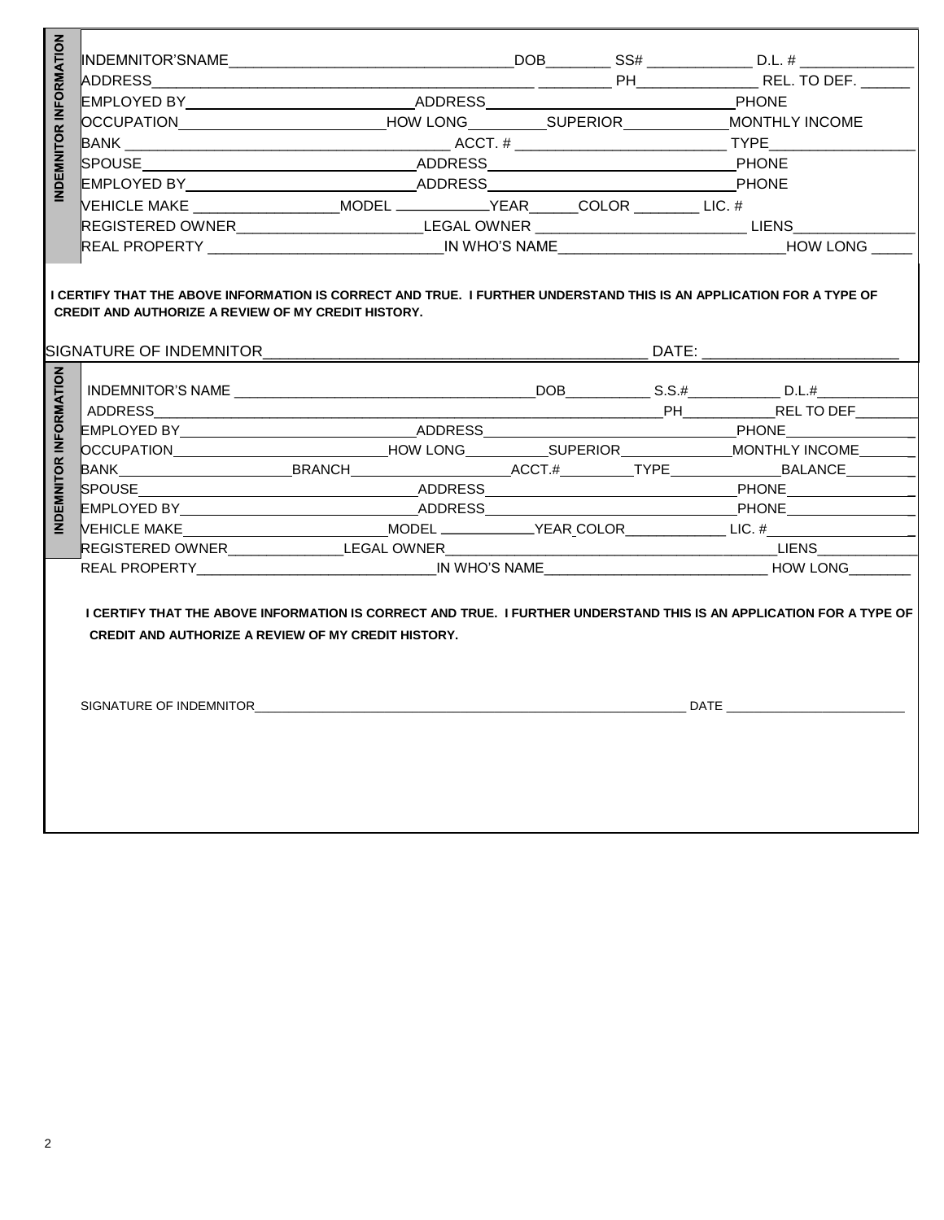**INDEMNITOR INFORMATION**

INDEMNITOR'SNAME___________________________________DOB________ SS# _____________ D.L. # ______________

ADDRESS_________________________________________________ _________ PH_______________ REL. TO DEF. ______

EMPLOYED BY____________________________ADDRESS________________________________PHONE

OCCUPATION_________________________HOW LONG_________SUPERIOR_____________MONTHLY INCOME

BANK __________________________________________ ACCT. # __________________________ TYPE__________________

SPOUSE____________________________ADDRESS________________________________PHONE

EMPLOYED BY____________________________ADDRESS________________________________PHONE

VEHICLE MAKE _________________MODEL ___________YEAR______COLOR ________ LIC. #

REGISTERED OWNER______________________LEGAL OWNER _________________________ LIENS______________

REAL PROPERTY ____________________________IN WHO'S NAME___________________________HOW LONG _____

**I CERTIFY THAT THE ABOVE INFORMATION IS CORRECT AND TRUE. I FURTHER UNDERSTAND THIS IS AN APPLICATION FOR A TYPE OF CREDIT AND AUTHORIZE A REVIEW OF MY CREDIT HISTORY.**

SIGNATURE OF INDEMNITOR__________________________________________ DATE: ______________________

**INDEMNITOR INFORMATION**

INDEMNITOR'S NAME ____________________________________DOB__________ S.S.#___________ D.L.#_____________

ADDRESS_____________________________________________________________PH___________REL TO DEF________

EMPLOYED BY______________________________ADDRESS________________________________PHONE________________

OCCUPATION__________________________HOW LONG__________SUPERIOR______________MONTHLY INCOME_______

BANK______________________BRANCH___________________ACCT.#_________TYPE______________BALANCE_________

SPOUSE______________________________ADDRESS________________________________PHONE________________

EMPLOYED BY______________________________ADDRESS________________________________PHONE________________

VEHICLE MAKE_________________________MODEL ___________YEAR COLOR_____________ LIC. #__________________

REGISTERED OWNER______________LEGAL OWNER________________________________________LIENS____________

REAL PROPERTY_____________________________IN WHO'S NAME___________________________ HOW LONG________

**I CERTIFY THAT THE ABOVE INFORMATION IS CORRECT AND TRUE. I FURTHER UNDERSTAND THIS IS AN APPLICATION FOR A TYPE OF CREDIT AND AUTHORIZE A REVIEW OF MY CREDIT HISTORY.**

SIGNATURE OF INDEMNITOR_______________________________________________________________ DATE _________________________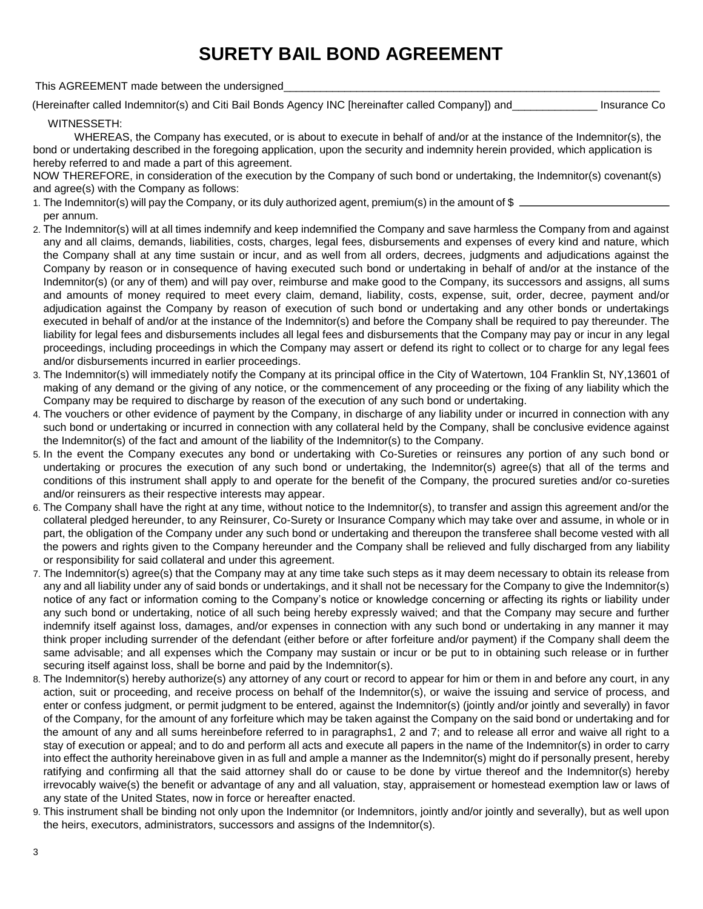# SURETY BAIL BOND AGREEMENT

This AGREEMENT made between the undersigned_______________________________________________________________

(Hereinafter called Indemnitor(s) and Citi Bail Bonds Agency INC [hereinafter called Company]) and______________ Insurance Co

WITNESSETH:

WHEREAS, the Company has executed, or is about to execute in behalf of and/or at the instance of the Indemnitor(s), the bond or undertaking described in the foregoing application, upon the security and indemnity herein provided, which application is hereby referred to and made a part of this agreement.

NOW THEREFORE, in consideration of the execution by the Company of such bond or undertaking, the Indemnitor(s) covenant(s) and agree(s) with the Company as follows:

1. The Indemnitor(s) will pay the Company, or its duly authorized agent, premium(s) in the amount of $ ________________________ per annum.
2. The Indemnitor(s) will at all times indemnify and keep indemnified the Company and save harmless the Company from and against any and all claims, demands, liabilities, costs, charges, legal fees, disbursements and expenses of every kind and nature, which the Company shall at any time sustain or incur, and as well from all orders, decrees, judgments and adjudications against the Company by reason or in consequence of having executed such bond or undertaking in behalf of and/or at the instance of the Indemnitor(s) (or any of them) and will pay over, reimburse and make good to the Company, its successors and assigns, all sums and amounts of money required to meet every claim, demand, liability, costs, expense, suit, order, decree, payment and/or adjudication against the Company by reason of execution of such bond or undertaking and any other bonds or undertakings executed in behalf of and/or at the instance of the Indemnitor(s) and before the Company shall be required to pay thereunder. The liability for legal fees and disbursements includes all legal fees and disbursements that the Company may pay or incur in any legal proceedings, including proceedings in which the Company may assert or defend its right to collect or to charge for any legal fees and/or disbursements incurred in earlier proceedings.
3. The Indemnitor(s) will immediately notify the Company at its principal office in the City of Watertown, 104 Franklin St, NY,13601 of making of any demand or the giving of any notice, or the commencement of any proceeding or the fixing of any liability which the Company may be required to discharge by reason of the execution of any such bond or undertaking.
4. The vouchers or other evidence of payment by the Company, in discharge of any liability under or incurred in connection with any such bond or undertaking or incurred in connection with any collateral held by the Company, shall be conclusive evidence against the Indemnitor(s) of the fact and amount of the liability of the Indemnitor(s) to the Company.
5. In the event the Company executes any bond or undertaking with Co-Sureties or reinsures any portion of any such bond or undertaking or procures the execution of any such bond or undertaking, the Indemnitor(s) agree(s) that all of the terms and conditions of this instrument shall apply to and operate for the benefit of the Company, the procured sureties and/or co-sureties and/or reinsurers as their respective interests may appear.
6. The Company shall have the right at any time, without notice to the Indemnitor(s), to transfer and assign this agreement and/or the collateral pledged hereunder, to any Reinsurer, Co-Surety or Insurance Company which may take over and assume, in whole or in part, the obligation of the Company under any such bond or undertaking and thereupon the transferee shall become vested with all the powers and rights given to the Company hereunder and the Company shall be relieved and fully discharged from any liability or responsibility for said collateral and under this agreement.
7. The Indemnitor(s) agree(s) that the Company may at any time take such steps as it may deem necessary to obtain its release from any and all liability under any of said bonds or undertakings, and it shall not be necessary for the Company to give the Indemnitor(s) notice of any fact or information coming to the Company's notice or knowledge concerning or affecting its rights or liability under any such bond or undertaking, notice of all such being hereby expressly waived; and that the Company may secure and further indemnify itself against loss, damages, and/or expenses in connection with any such bond or undertaking in any manner it may think proper including surrender of the defendant (either before or after forfeiture and/or payment) if the Company shall deem the same advisable; and all expenses which the Company may sustain or incur or be put to in obtaining such release or in further securing itself against loss, shall be borne and paid by the Indemnitor(s).
8. The Indemnitor(s) hereby authorize(s) any attorney of any court or record to appear for him or them in and before any court, in any action, suit or proceeding, and receive process on behalf of the Indemnitor(s), or waive the issuing and service of process, and enter or confess judgment, or permit judgment to be entered, against the Indemnitor(s) (jointly and/or jointly and severally) in favor of the Company, for the amount of any forfeiture which may be taken against the Company on the said bond or undertaking and for the amount of any and all sums hereinbefore referred to in paragraphs1, 2 and 7; and to release all error and waive all right to a stay of execution or appeal; and to do and perform all acts and execute all papers in the name of the Indemnitor(s) in order to carry into effect the authority hereinabove given in as full and ample a manner as the Indemnitor(s) might do if personally present, hereby ratifying and confirming all that the said attorney shall do or cause to be done by virtue thereof and the Indemnitor(s) hereby irrevocably waive(s) the benefit or advantage of any and all valuation, stay, appraisement or homestead exemption law or laws of any state of the United States, now in force or hereafter enacted.
9. This instrument shall be binding not only upon the Indemnitor (or Indemnitors, jointly and/or jointly and severally), but as well upon the heirs, executors, administrators, successors and assigns of the Indemnitor(s).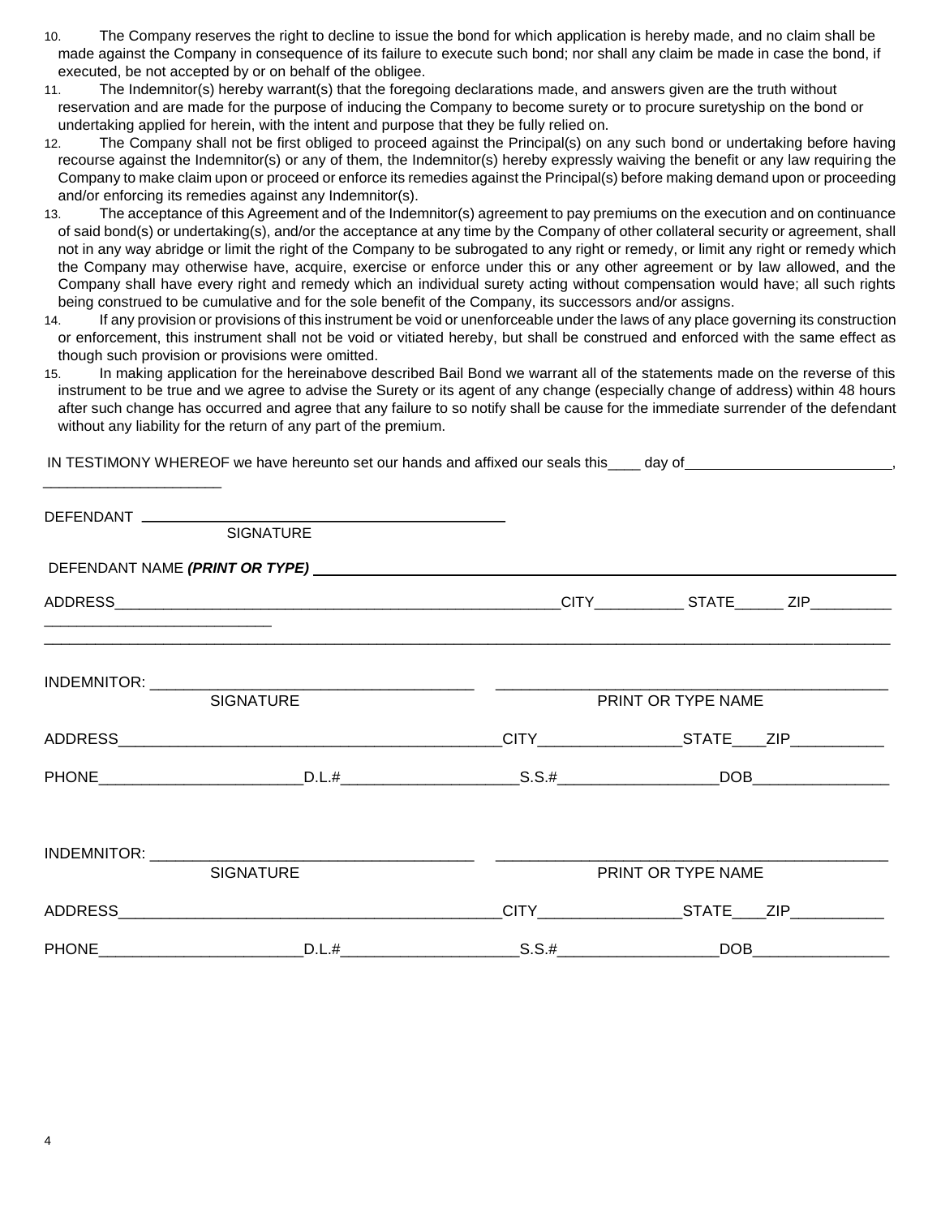10. The Company reserves the right to decline to issue the bond for which application is hereby made, and no claim shall be made against the Company in consequence of its failure to execute such bond; nor shall any claim be made in case the bond, if executed, be not accepted by or on behalf of the obligee.
11. The Indemnitor(s) hereby warrant(s) that the foregoing declarations made, and answers given are the truth without reservation and are made for the purpose of inducing the Company to become surety or to procure suretyship on the bond or undertaking applied for herein, with the intent and purpose that they be fully relied on.
12. The Company shall not be first obliged to proceed against the Principal(s) on any such bond or undertaking before having recourse against the Indemnitor(s) or any of them, the Indemnitor(s) hereby expressly waiving the benefit or any law requiring the Company to make claim upon or proceed or enforce its remedies against the Principal(s) before making demand upon or proceeding and/or enforcing its remedies against any Indemnitor(s).
13. The acceptance of this Agreement and of the Indemnitor(s) agreement to pay premiums on the execution and on continuance of said bond(s) or undertaking(s), and/or the acceptance at any time by the Company of other collateral security or agreement, shall not in any way abridge or limit the right of the Company to be subrogated to any right or remedy, or limit any right or remedy which the Company may otherwise have, acquire, exercise or enforce under this or any other agreement or by law allowed, and the Company shall have every right and remedy which an individual surety acting without compensation would have; all such rights being construed to be cumulative and for the sole benefit of the Company, its successors and/or assigns.
14. If any provision or provisions of this instrument be void or unenforceable under the laws of any place governing its construction or enforcement, this instrument shall not be void or vitiated hereby, but shall be construed and enforced with the same effect as though such provision or provisions were omitted.
15. In making application for the hereinabove described Bail Bond we warrant all of the statements made on the reverse of this instrument to be true and we agree to advise the Surety or its agent of any change (especially change of address) within 48 hours after such change has occurred and agree that any failure to so notify shall be cause for the immediate surrender of the defendant without any liability for the return of any part of the premium.

IN TESTIMONY WHEREOF we have hereunto set our hands and affixed our seals this____ day of_________________________, _____________________

DEFENDANT ___________________________________________
SIGNATURE

DEFENDANT NAME ***(PRINT OR TYPE)*** ________________________________________________________________

ADDRESS_______________________________________________________CITY__________ STATE______ ZIP_________
___________________________

INDEMNITOR: ____________________________________ ____________________________________________
SIGNATURE PRINT OR TYPE NAME

ADDRESS____________________________________________CITY________________STATE____ZIP__________

PHONE_______________________D.L.#____________________S.S.#__________________DOB_______________

INDEMNITOR: ____________________________________ ____________________________________________
SIGNATURE PRINT OR TYPE NAME

ADDRESS____________________________________________CITY________________STATE____ZIP__________

PHONE_______________________D.L.#____________________S.S.#__________________DOB_______________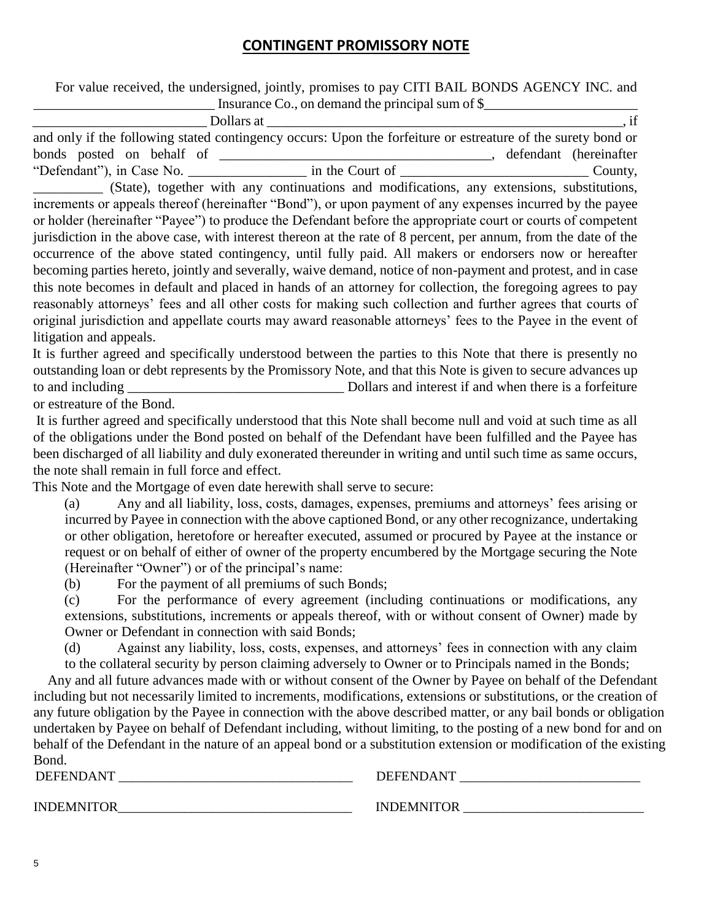# CONTINGENT PROMISSORY NOTE

For value received, the undersigned, jointly, promises to pay CITI BAIL BONDS AGENCY INC. and __________________________ Insurance Co., on demand the principal sum of $______________________ _________________________ Dollars at ______________________________________________________, if and only if the following stated contingency occurs: Upon the forfeiture or estreature of the surety bond or bonds posted on behalf of ________________________________________, defendant (hereinafter "Defendant"), in Case No. _________________ in the Court of ___________________________ County, __________ (State), together with any continuations and modifications, any extensions, substitutions, increments or appeals thereof (hereinafter "Bond"), or upon payment of any expenses incurred by the payee or holder (hereinafter "Payee") to produce the Defendant before the appropriate court or courts of competent jurisdiction in the above case, with interest thereon at the rate of 8 percent, per annum, from the date of the occurrence of the above stated contingency, until fully paid. All makers or endorsers now or hereafter becoming parties hereto, jointly and severally, waive demand, notice of non-payment and protest, and in case this note becomes in default and placed in hands of an attorney for collection, the foregoing agrees to pay reasonably attorneys' fees and all other costs for making such collection and further agrees that courts of original jurisdiction and appellate courts may award reasonable attorneys' fees to the Payee in the event of litigation and appeals.

It is further agreed and specifically understood between the parties to this Note that there is presently no outstanding loan or debt represents by the Promissory Note, and that this Note is given to secure advances up to and including ________________________________ Dollars and interest if and when there is a forfeiture or estreature of the Bond.

It is further agreed and specifically understood that this Note shall become null and void at such time as all of the obligations under the Bond posted on behalf of the Defendant have been fulfilled and the Payee has been discharged of all liability and duly exonerated thereunder in writing and until such time as same occurs, the note shall remain in full force and effect.

This Note and the Mortgage of even date herewith shall serve to secure:

(a) Any and all liability, loss, costs, damages, expenses, premiums and attorneys' fees arising or incurred by Payee in connection with the above captioned Bond, or any other recognizance, undertaking or other obligation, heretofore or hereafter executed, assumed or procured by Payee at the instance or request or on behalf of either of owner of the property encumbered by the Mortgage securing the Note (Hereinafter "Owner") or of the principal's name:

(b) For the payment of all premiums of such Bonds;

(c) For the performance of every agreement (including continuations or modifications, any extensions, substitutions, increments or appeals thereof, with or without consent of Owner) made by Owner or Defendant in connection with said Bonds;

(d) Against any liability, loss, costs, expenses, and attorneys' fees in connection with any claim to the collateral security by person claiming adversely to Owner or to Principals named in the Bonds;

Any and all future advances made with or without consent of the Owner by Payee on behalf of the Defendant including but not necessarily limited to increments, modifications, extensions or substitutions, or the creation of any future obligation by the Payee in connection with the above described matter, or any bail bonds or obligation undertaken by Payee on behalf of Defendant including, without limiting, to the posting of a new bond for and on behalf of the Defendant in the nature of an appeal bond or a substitution extension or modification of the existing Bond.

DEFENDANT ___________________________________ DEFENDANT __________________________

INDEMNITOR___________________________________ INDEMNITOR __________________________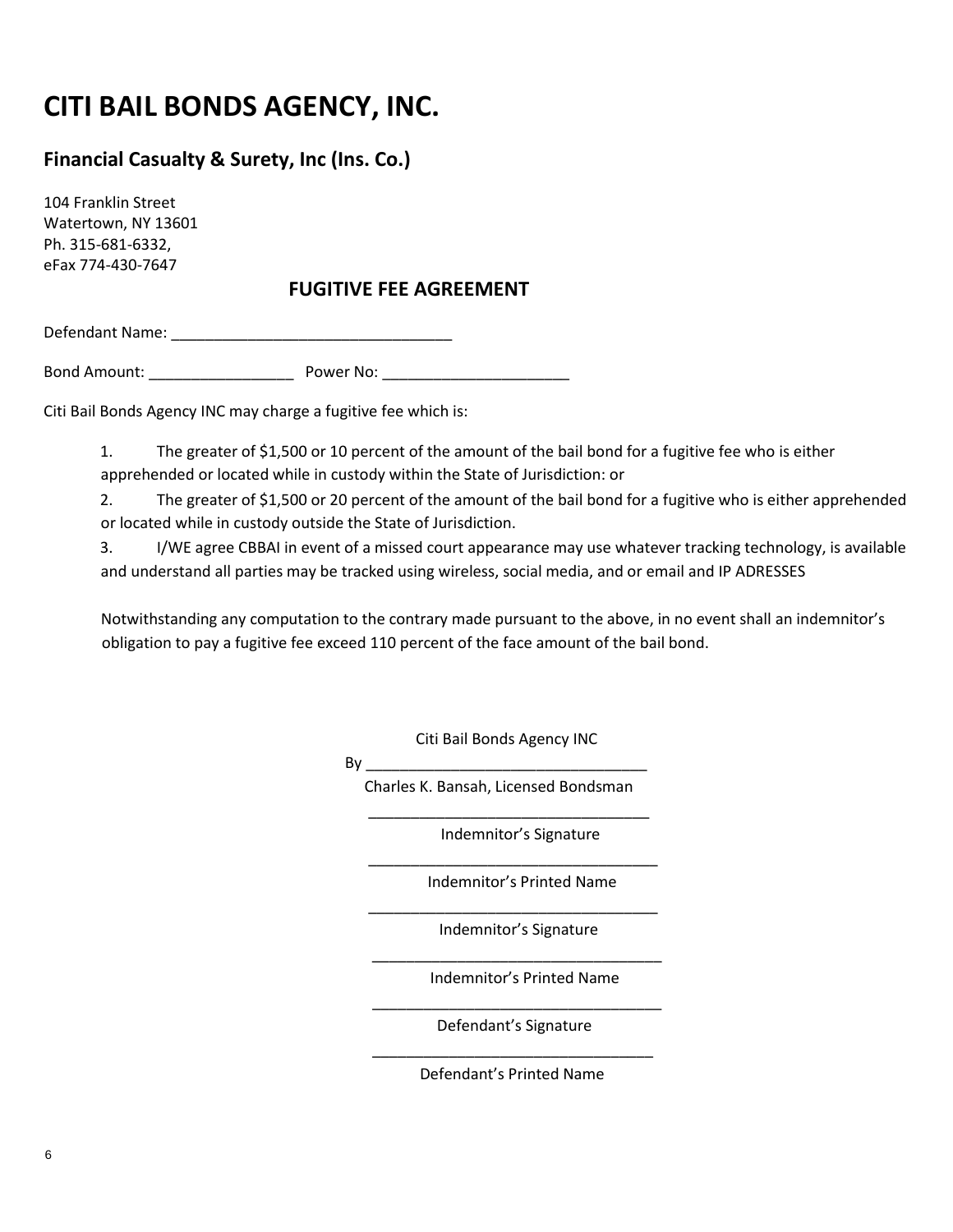# CITI BAIL BONDS AGENCY, INC.

## Financial Casualty & Surety, Inc (Ins. Co.)

104 Franklin Street
Watertown, NY 13601
Ph. 315-681-6332,
eFax 774-430-7647

### FUGITIVE FEE AGREEMENT

Defendant Name: _________________________________

Bond Amount: _________________ Power No: ______________________

Citi Bail Bonds Agency INC may charge a fugitive fee which is:

1. The greater of $1,500 or 10 percent of the amount of the bail bond for a fugitive fee who is either apprehended or located while in custody within the State of Jurisdiction: or
2. The greater of $1,500 or 20 percent of the amount of the bail bond for a fugitive who is either apprehended or located while in custody outside the State of Jurisdiction.
3. I/WE agree CBBAI in event of a missed court appearance may use whatever tracking technology, is available and understand all parties may be tracked using wireless, social media, and or email and IP ADRESSES

Notwithstanding any computation to the contrary made pursuant to the above, in no event shall an indemnitor's obligation to pay a fugitive fee exceed 110 percent of the face amount of the bail bond.

Citi Bail Bonds Agency INC

By _________________________________
Charles K. Bansah, Licensed Bondsman

_________________________________
Indemnitor's Signature

_________________________________
Indemnitor's Printed Name

_________________________________
Indemnitor's Signature

_________________________________
Indemnitor's Printed Name

_________________________________
Defendant's Signature

_________________________________
Defendant's Printed Name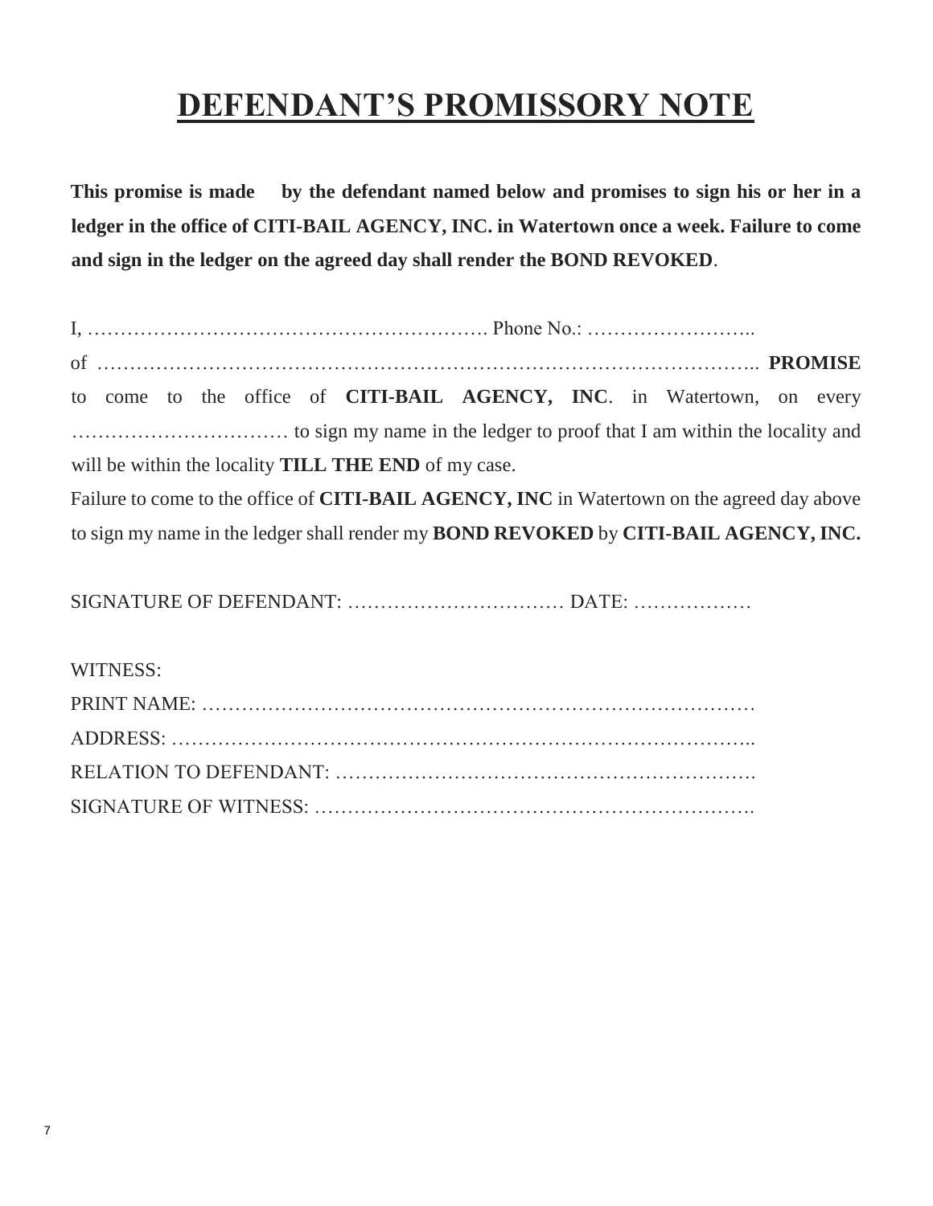# DEFENDANT'S PROMISSORY NOTE

**This promise is made by the defendant named below and promises to sign his or her in a ledger in the office of CITI-BAIL AGENCY, INC. in Watertown once a week. Failure to come and sign in the ledger on the agreed day shall render the BOND REVOKED**.

I, ……………………………………………………. Phone No.: ……………………..
of …………………………………………………………………………………….. **PROMISE** to come to the office of **CITI-BAIL AGENCY, INC**. in Watertown, on every …………………………… to sign my name in the ledger to proof that I am within the locality and will be within the locality **TILL THE END** of my case.
Failure to come to the office of **CITI-BAIL AGENCY, INC** in Watertown on the agreed day above to sign my name in the ledger shall render my **BOND REVOKED** by **CITI-BAIL AGENCY, INC.**

SIGNATURE OF DEFENDANT: …………………………… DATE: ………………

WITNESS:
PRINT NAME: ……………………………………………………………………
ADDRESS: …………………………………………………………………………..
RELATION TO DEFENDANT: …………………………………………………….
SIGNATURE OF WITNESS: ………………………………………………………….